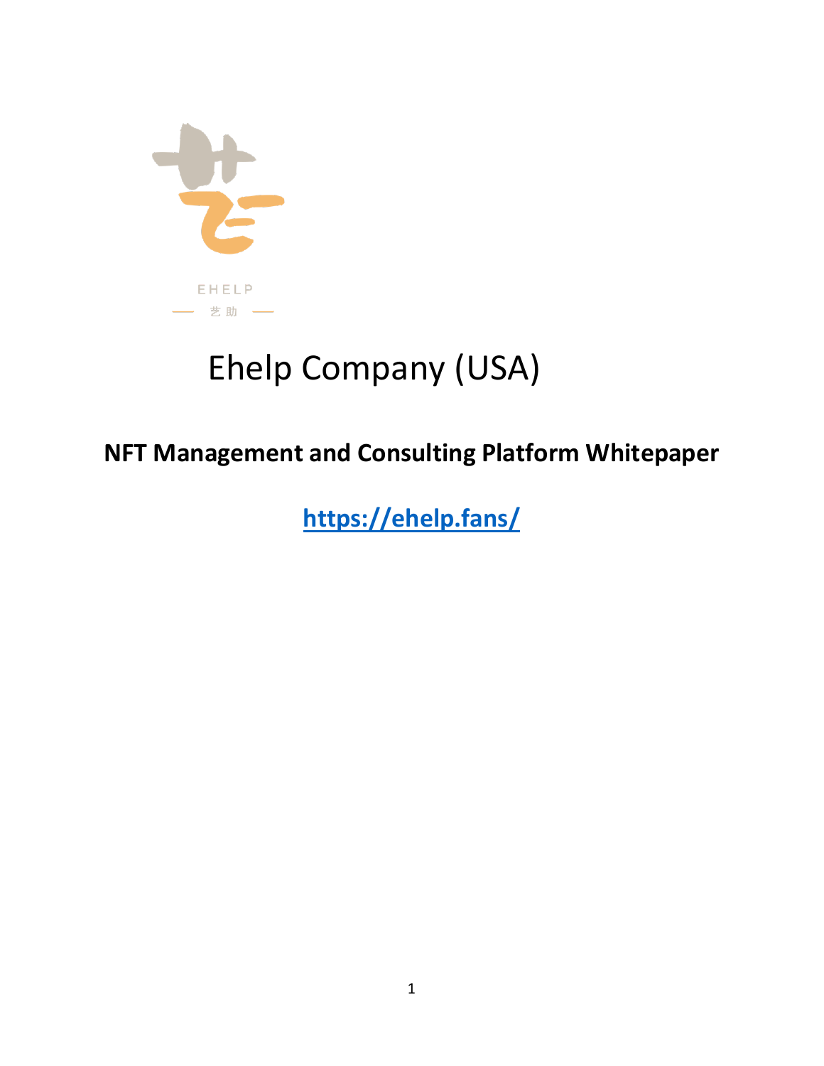EHELP

艺助

# Ehelp Company (USA)

## NFT Management and Consulting Platform Whitepaper

**https://ehelp.fans/**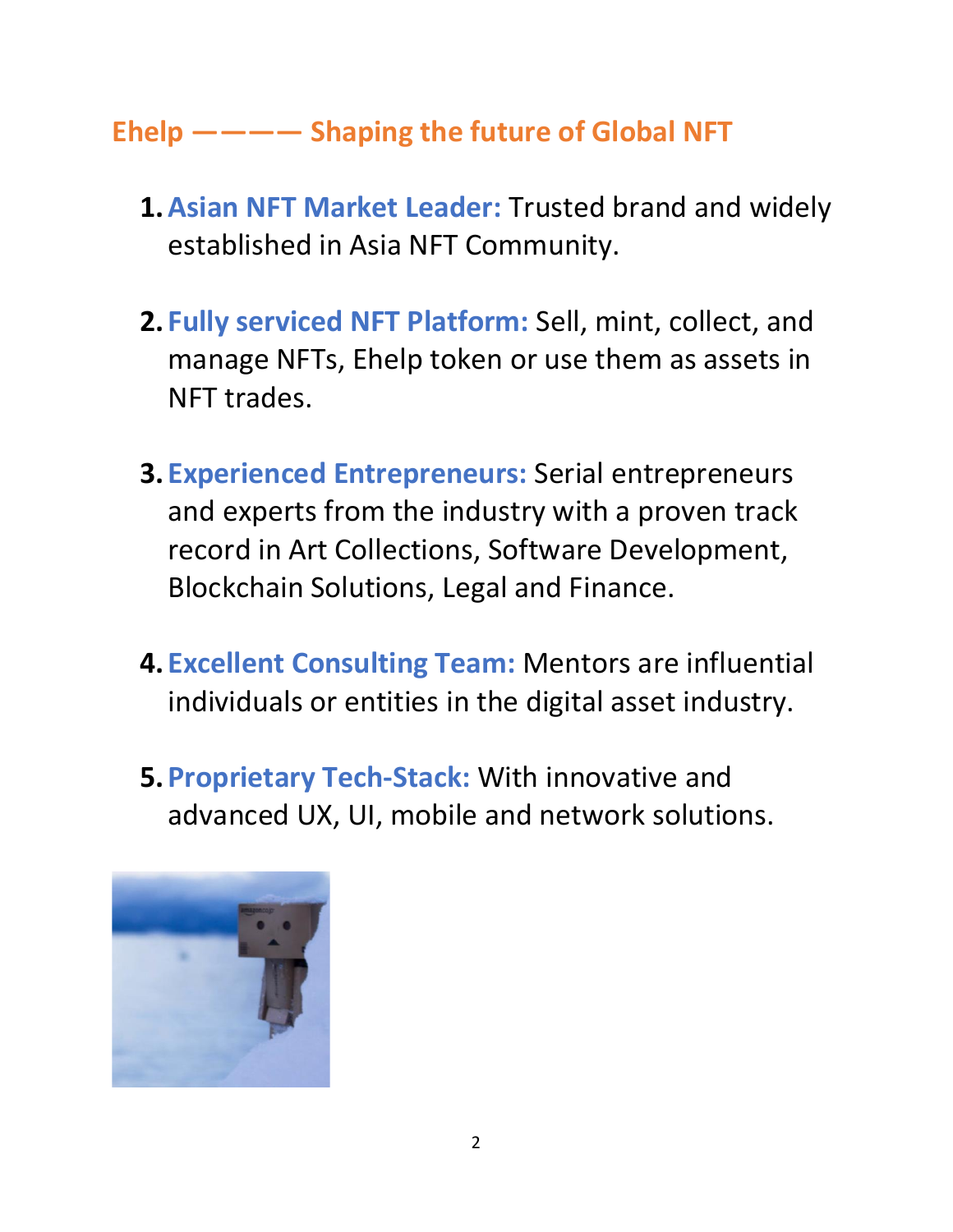## Ehelp ———— Shaping the future of Global NFT

1. **Asian NFT Market Leader:** Trusted brand and widely established in Asia NFT Community.

2. **Fully serviced NFT Platform:** Sell, mint, collect, and manage NFTs, Ehelp token or use them as assets in NFT trades.

3. **Experienced Entrepreneurs:** Serial entrepreneurs and experts from the industry with a proven track record in Art Collections, Software Development, Blockchain Solutions, Legal and Finance.

4. **Excellent Consulting Team:** Mentors are influential individuals or entities in the digital asset industry.

5. **Proprietary Tech-Stack:** With innovative and advanced UX, UI, mobile and network solutions.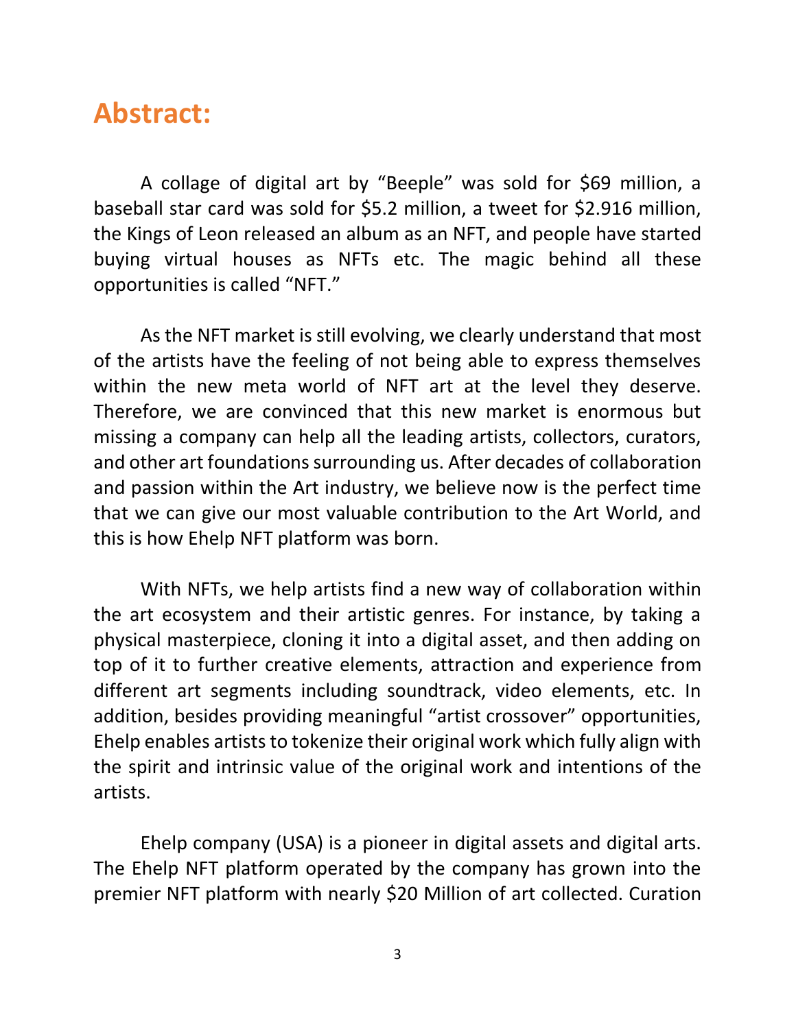## Abstract:

A collage of digital art by "Beeple" was sold for $69 million, a baseball star card was sold for $5.2 million, a tweet for $2.916 million, the Kings of Leon released an album as an NFT, and people have started buying virtual houses as NFTs etc. The magic behind all these opportunities is called "NFT."

As the NFT market is still evolving, we clearly understand that most of the artists have the feeling of not being able to express themselves within the new meta world of NFT art at the level they deserve. Therefore, we are convinced that this new market is enormous but missing a company can help all the leading artists, collectors, curators, and other art foundations surrounding us. After decades of collaboration and passion within the Art industry, we believe now is the perfect time that we can give our most valuable contribution to the Art World, and this is how Ehelp NFT platform was born.

With NFTs, we help artists find a new way of collaboration within the art ecosystem and their artistic genres. For instance, by taking a physical masterpiece, cloning it into a digital asset, and then adding on top of it to further creative elements, attraction and experience from different art segments including soundtrack, video elements, etc. In addition, besides providing meaningful "artist crossover" opportunities, Ehelp enables artists to tokenize their original work which fully align with the spirit and intrinsic value of the original work and intentions of the artists.

Ehelp company (USA) is a pioneer in digital assets and digital arts. The Ehelp NFT platform operated by the company has grown into the premier NFT platform with nearly $20 Million of art collected. Curation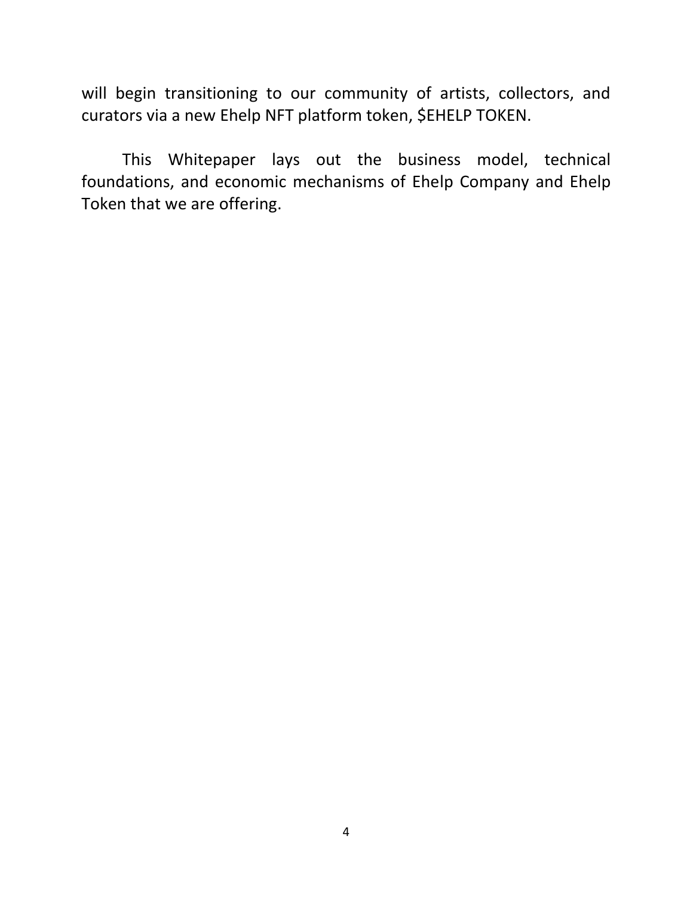will begin transitioning to our community of artists, collectors, and curators via a new Ehelp NFT platform token, $EHELP TOKEN.

This Whitepaper lays out the business model, technical foundations, and economic mechanisms of Ehelp Company and Ehelp Token that we are offering.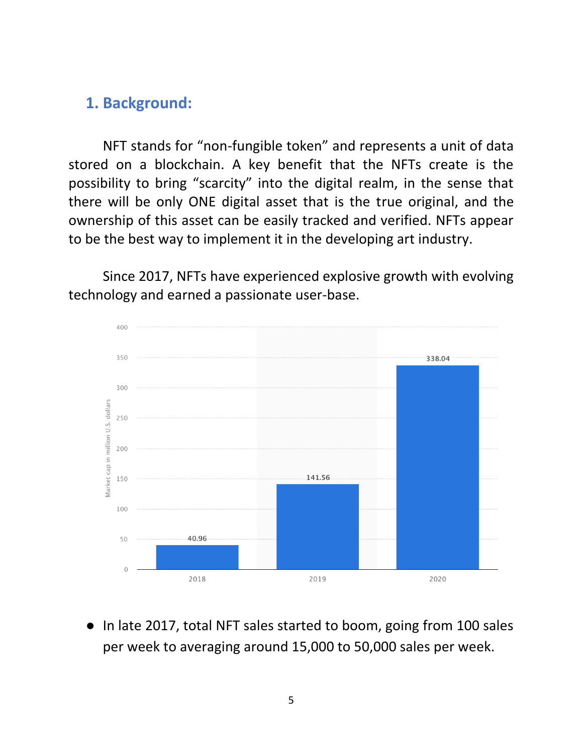## 1. Background:

NFT stands for "non-fungible token" and represents a unit of data stored on a blockchain. A key benefit that the NFTs create is the possibility to bring "scarcity" into the digital realm, in the sense that there will be only ONE digital asset that is the true original, and the ownership of this asset can be easily tracked and verified. NFTs appear to be the best way to implement it in the developing art industry.

Since 2017, NFTs have experienced explosive growth with evolving technology and earned a passionate user-base.

- In late 2017, total NFT sales started to boom, going from 100 sales per week to averaging around 15,000 to 50,000 sales per week.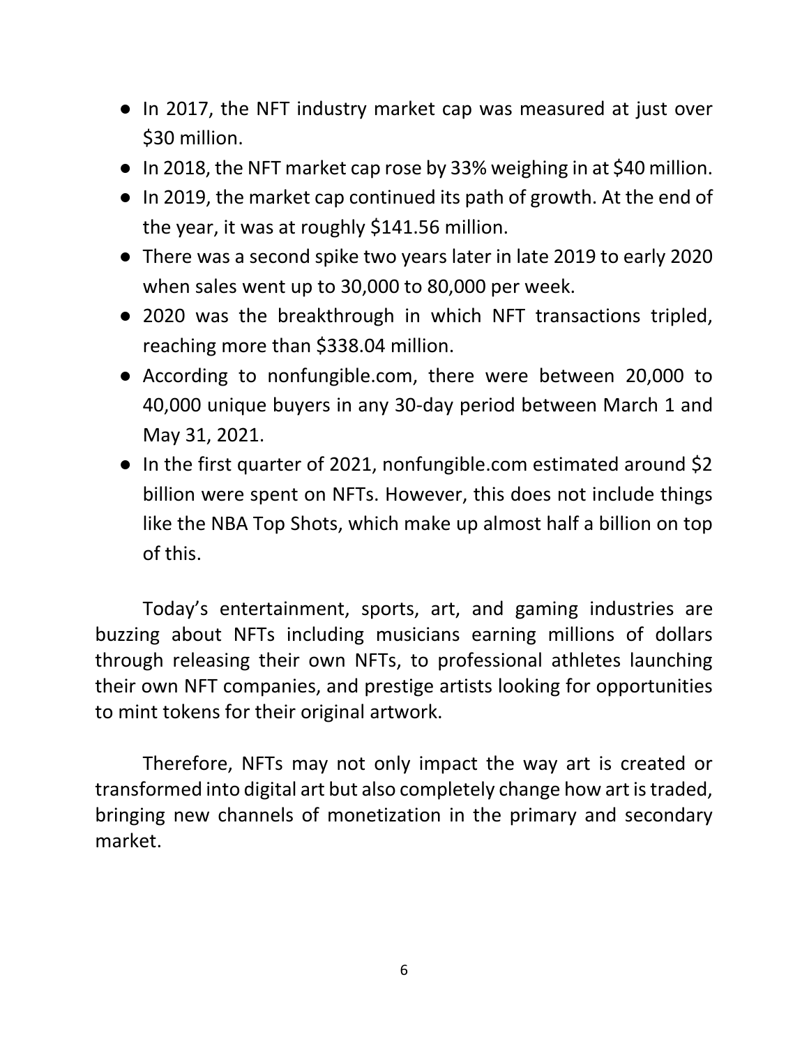- In 2017, the NFT industry market cap was measured at just over $30 million.
- In 2018, the NFT market cap rose by 33% weighing in at $40 million.
- In 2019, the market cap continued its path of growth. At the end of the year, it was at roughly $141.56 million.
- There was a second spike two years later in late 2019 to early 2020 when sales went up to 30,000 to 80,000 per week.
- 2020 was the breakthrough in which NFT transactions tripled, reaching more than $338.04 million.
- According to nonfungible.com, there were between 20,000 to 40,000 unique buyers in any 30-day period between March 1 and May 31, 2021.
- In the first quarter of 2021, nonfungible.com estimated around $2 billion were spent on NFTs. However, this does not include things like the NBA Top Shots, which make up almost half a billion on top of this.

Today's entertainment, sports, art, and gaming industries are buzzing about NFTs including musicians earning millions of dollars through releasing their own NFTs, to professional athletes launching their own NFT companies, and prestige artists looking for opportunities to mint tokens for their original artwork.

Therefore, NFTs may not only impact the way art is created or transformed into digital art but also completely change how art is traded, bringing new channels of monetization in the primary and secondary market.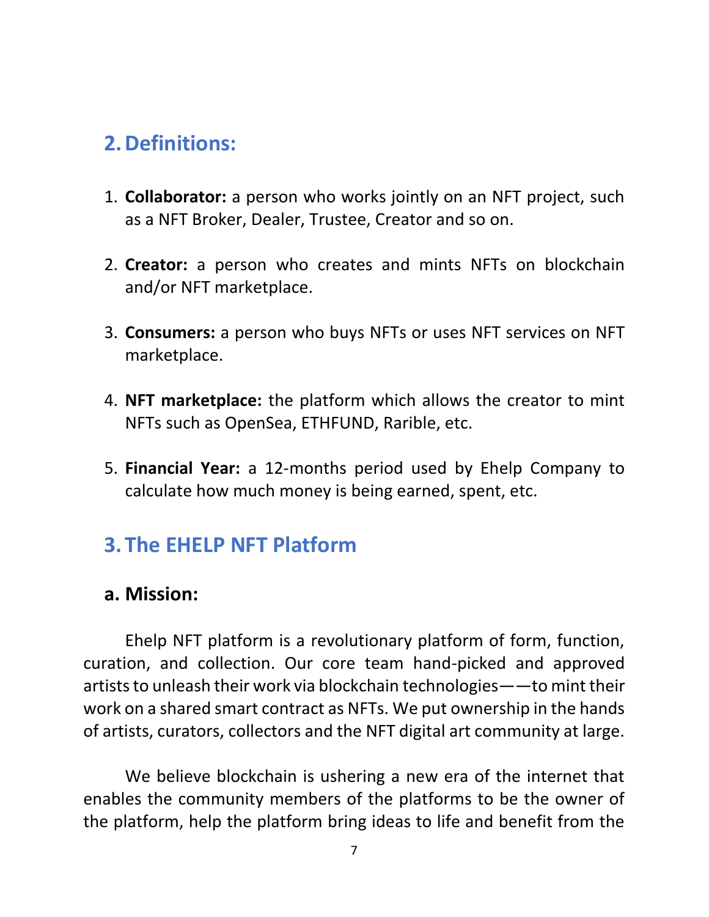## 2. Definitions:

1. **Collaborator:** a person who works jointly on an NFT project, such as a NFT Broker, Dealer, Trustee, Creator and so on.

2. **Creator:** a person who creates and mints NFTs on blockchain and/or NFT marketplace.

3. **Consumers:** a person who buys NFTs or uses NFT services on NFT marketplace.

4. **NFT marketplace:** the platform which allows the creator to mint NFTs such as OpenSea, ETHFUND, Rarible, etc.

5. **Financial Year:** a 12-months period used by Ehelp Company to calculate how much money is being earned, spent, etc.

## 3. The EHELP NFT Platform

### a. Mission:

Ehelp NFT platform is a revolutionary platform of form, function, curation, and collection. Our core team hand-picked and approved artists to unleash their work via blockchain technologies——to mint their work on a shared smart contract as NFTs. We put ownership in the hands of artists, curators, collectors and the NFT digital art community at large.

We believe blockchain is ushering a new era of the internet that enables the community members of the platforms to be the owner of the platform, help the platform bring ideas to life and benefit from the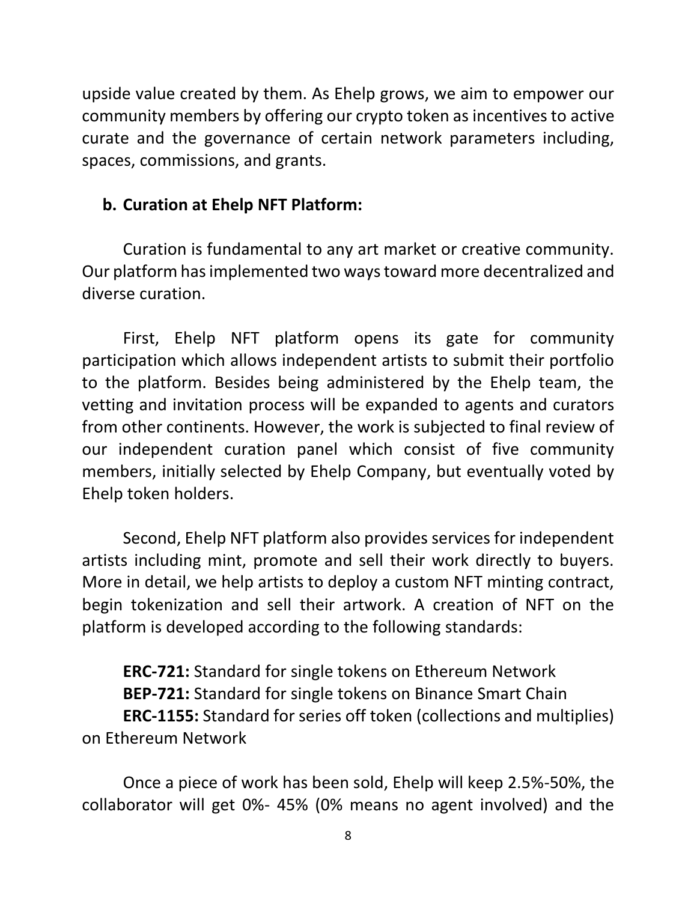upside value created by them. As Ehelp grows, we aim to empower our community members by offering our crypto token as incentives to active curate and the governance of certain network parameters including, spaces, commissions, and grants.

### b. Curation at Ehelp NFT Platform:

Curation is fundamental to any art market or creative community. Our platform has implemented two ways toward more decentralized and diverse curation.

First, Ehelp NFT platform opens its gate for community participation which allows independent artists to submit their portfolio to the platform. Besides being administered by the Ehelp team, the vetting and invitation process will be expanded to agents and curators from other continents. However, the work is subjected to final review of our independent curation panel which consist of five community members, initially selected by Ehelp Company, but eventually voted by Ehelp token holders.

Second, Ehelp NFT platform also provides services for independent artists including mint, promote and sell their work directly to buyers. More in detail, we help artists to deploy a custom NFT minting contract, begin tokenization and sell their artwork. A creation of NFT on the platform is developed according to the following standards:

**ERC-721:** Standard for single tokens on Ethereum Network
**BEP-721:** Standard for single tokens on Binance Smart Chain
**ERC-1155:** Standard for series off token (collections and multiplies) on Ethereum Network

Once a piece of work has been sold, Ehelp will keep 2.5%-50%, the collaborator will get 0%- 45% (0% means no agent involved) and the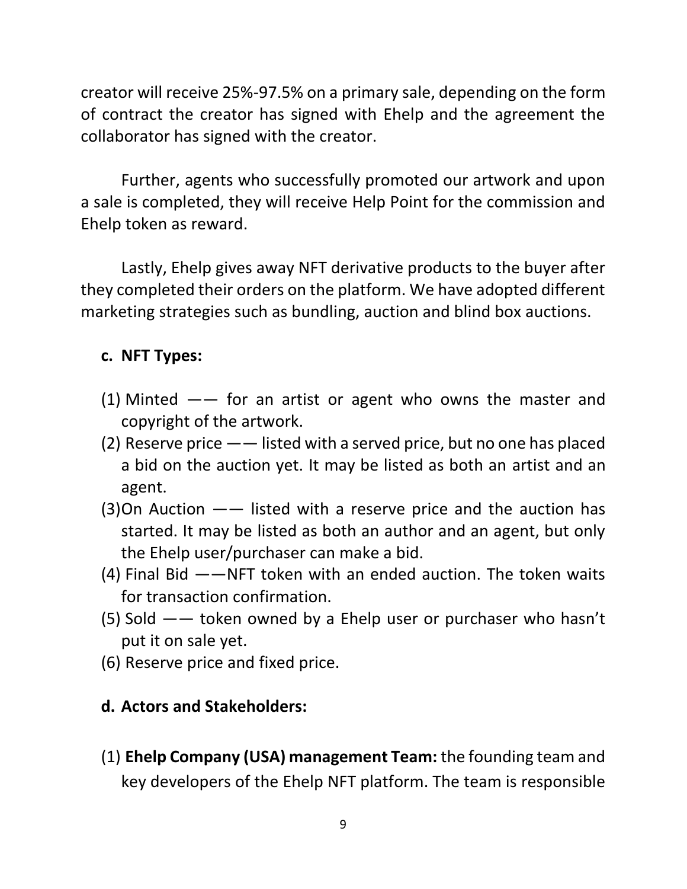creator will receive 25%-97.5% on a primary sale, depending on the form of contract the creator has signed with Ehelp and the agreement the collaborator has signed with the creator.

Further, agents who successfully promoted our artwork and upon a sale is completed, they will receive Help Point for the commission and Ehelp token as reward.

Lastly, Ehelp gives away NFT derivative products to the buyer after they completed their orders on the platform. We have adopted different marketing strategies such as bundling, auction and blind box auctions.

### c. NFT Types:

(1) Minted —— for an artist or agent who owns the master and copyright of the artwork.
(2) Reserve price —— listed with a served price, but no one has placed a bid on the auction yet. It may be listed as both an artist and an agent.
(3)On Auction —— listed with a reserve price and the auction has started. It may be listed as both an author and an agent, but only the Ehelp user/purchaser can make a bid.
(4) Final Bid ——NFT token with an ended auction. The token waits for transaction confirmation.
(5) Sold —— token owned by a Ehelp user or purchaser who hasn't put it on sale yet.
(6) Reserve price and fixed price.

### d. Actors and Stakeholders:

(1) **Ehelp Company (USA) management Team:** the founding team and key developers of the Ehelp NFT platform. The team is responsible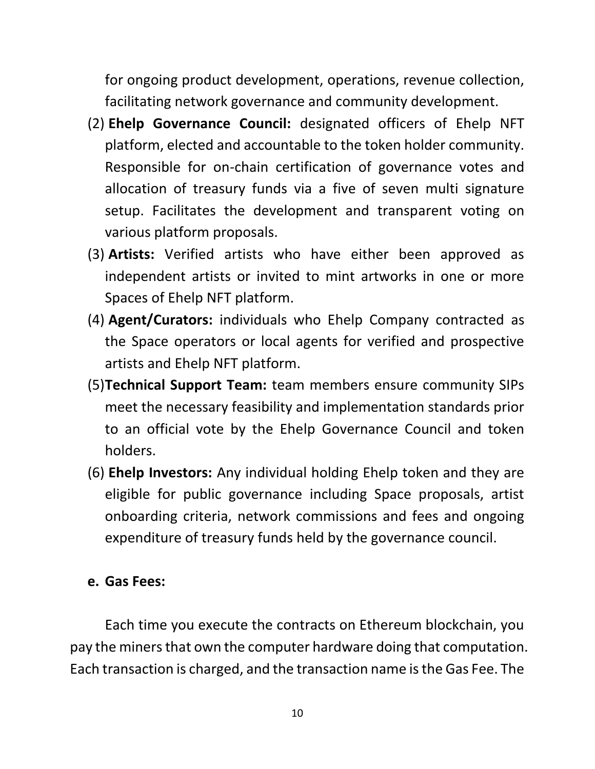for ongoing product development, operations, revenue collection, facilitating network governance and community development.

(2) **Ehelp Governance Council:** designated officers of Ehelp NFT platform, elected and accountable to the token holder community. Responsible for on-chain certification of governance votes and allocation of treasury funds via a five of seven multi signature setup. Facilitates the development and transparent voting on various platform proposals.

(3) **Artists:** Verified artists who have either been approved as independent artists or invited to mint artworks in one or more Spaces of Ehelp NFT platform.

(4) **Agent/Curators:** individuals who Ehelp Company contracted as the Space operators or local agents for verified and prospective artists and Ehelp NFT platform.

(5) **Technical Support Team:** team members ensure community SIPs meet the necessary feasibility and implementation standards prior to an official vote by the Ehelp Governance Council and token holders.

(6) **Ehelp Investors:** Any individual holding Ehelp token and they are eligible for public governance including Space proposals, artist onboarding criteria, network commissions and fees and ongoing expenditure of treasury funds held by the governance council.

**e. Gas Fees:**

Each time you execute the contracts on Ethereum blockchain, you pay the miners that own the computer hardware doing that computation. Each transaction is charged, and the transaction name is the Gas Fee. The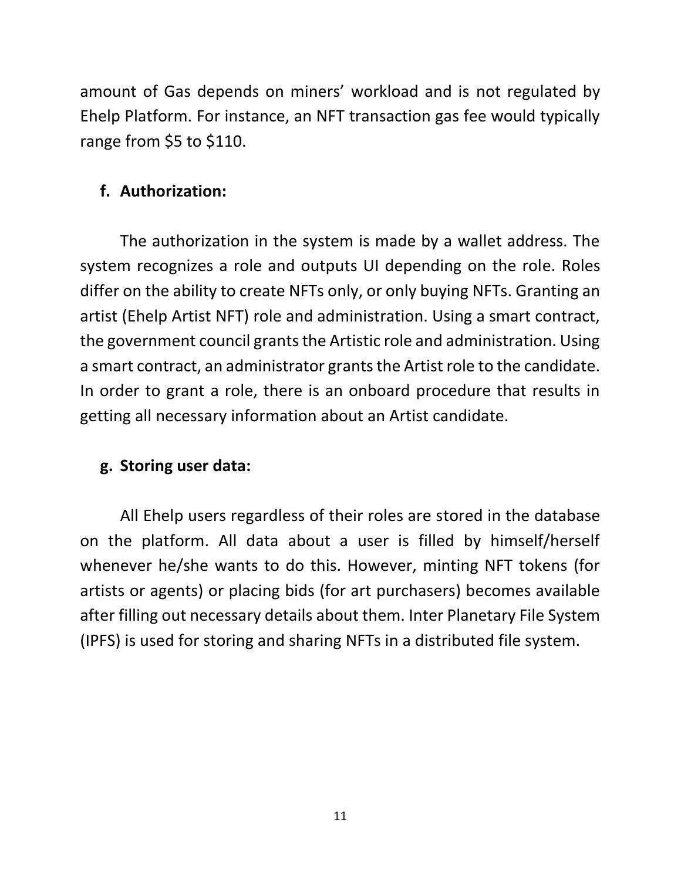amount of Gas depends on miners' workload and is not regulated by Ehelp Platform. For instance, an NFT transaction gas fee would typically range from $5 to $110.

**f. Authorization:**

The authorization in the system is made by a wallet address. The system recognizes a role and outputs UI depending on the role. Roles differ on the ability to create NFTs only, or only buying NFTs. Granting an artist (Ehelp Artist NFT) role and administration. Using a smart contract, the government council grants the Artistic role and administration. Using a smart contract, an administrator grants the Artist role to the candidate. In order to grant a role, there is an onboard procedure that results in getting all necessary information about an Artist candidate.

**g. Storing user data:**

All Ehelp users regardless of their roles are stored in the database on the platform. All data about a user is filled by himself/herself whenever he/she wants to do this. However, minting NFT tokens (for artists or agents) or placing bids (for art purchasers) becomes available after filling out necessary details about them. Inter Planetary File System (IPFS) is used for storing and sharing NFTs in a distributed file system.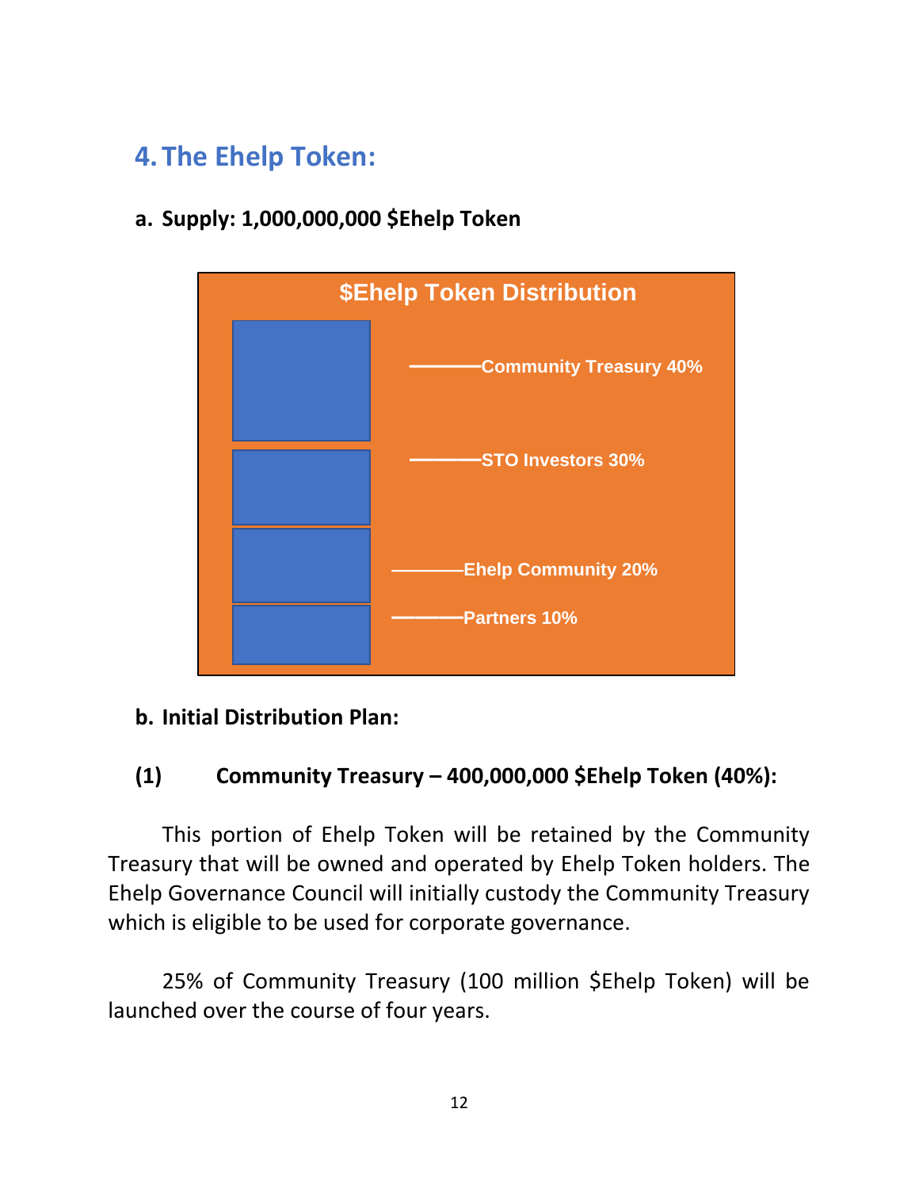## 4. The Ehelp Token:

### a. Supply: 1,000,000,000 $Ehelp Token

**$Ehelp Token Distribution**

- Community Treasury 40%
- STO Investors 30%
- Ehelp Community 20%
- Partners 10%

### b. Initial Distribution Plan:

#### (1) Community Treasury – 400,000,000 $Ehelp Token (40%):

This portion of Ehelp Token will be retained by the Community Treasury that will be owned and operated by Ehelp Token holders. The Ehelp Governance Council will initially custody the Community Treasury which is eligible to be used for corporate governance.

25% of Community Treasury (100 million $Ehelp Token) will be launched over the course of four years.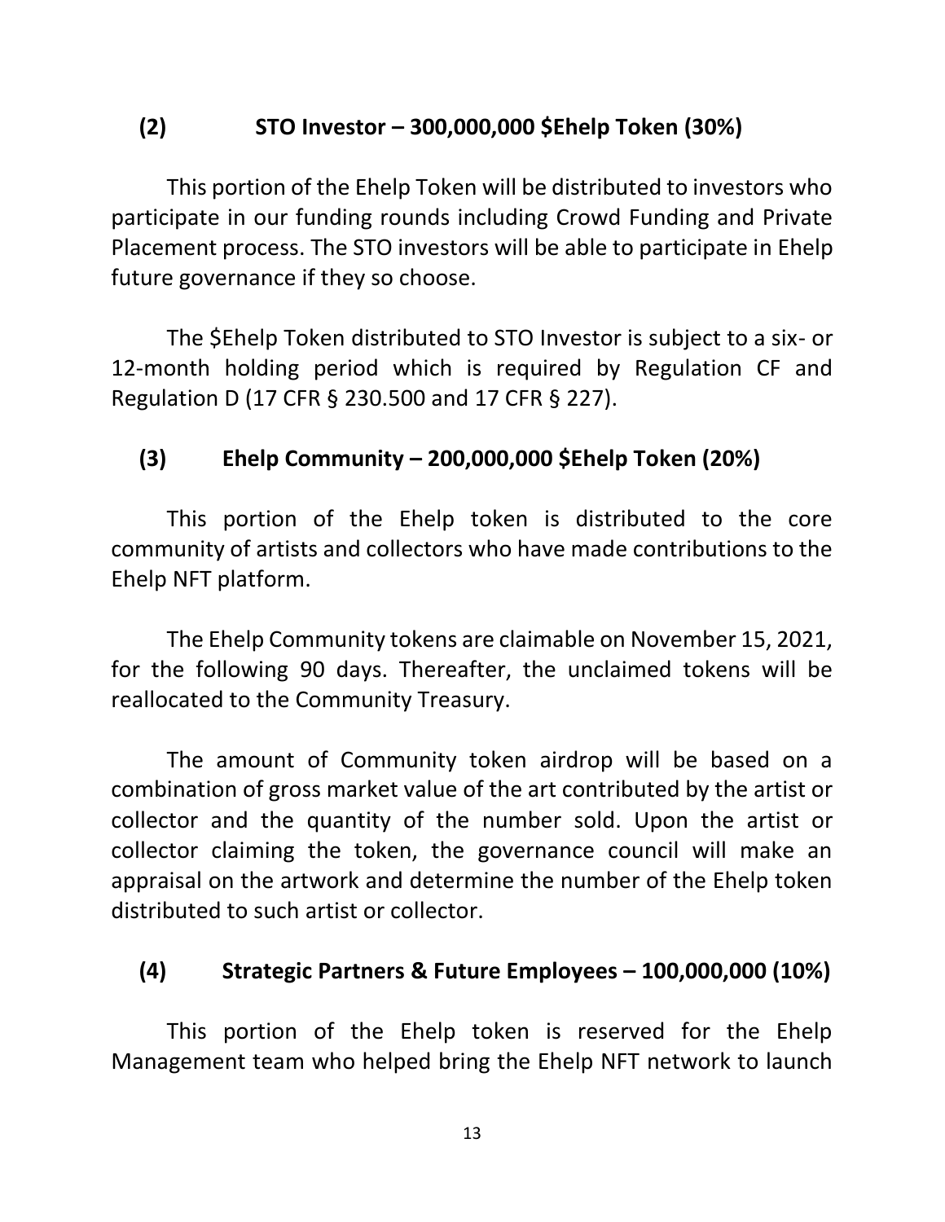### (2) STO Investor – 300,000,000 $Ehelp Token (30%)

This portion of the Ehelp Token will be distributed to investors who participate in our funding rounds including Crowd Funding and Private Placement process. The STO investors will be able to participate in Ehelp future governance if they so choose.

The $Ehelp Token distributed to STO Investor is subject to a six- or 12-month holding period which is required by Regulation CF and Regulation D (17 CFR § 230.500 and 17 CFR § 227).

### (3) Ehelp Community – 200,000,000 $Ehelp Token (20%)

This portion of the Ehelp token is distributed to the core community of artists and collectors who have made contributions to the Ehelp NFT platform.

The Ehelp Community tokens are claimable on November 15, 2021, for the following 90 days. Thereafter, the unclaimed tokens will be reallocated to the Community Treasury.

The amount of Community token airdrop will be based on a combination of gross market value of the art contributed by the artist or collector and the quantity of the number sold. Upon the artist or collector claiming the token, the governance council will make an appraisal on the artwork and determine the number of the Ehelp token distributed to such artist or collector.

### (4) Strategic Partners & Future Employees – 100,000,000 (10%)

This portion of the Ehelp token is reserved for the Ehelp Management team who helped bring the Ehelp NFT network to launch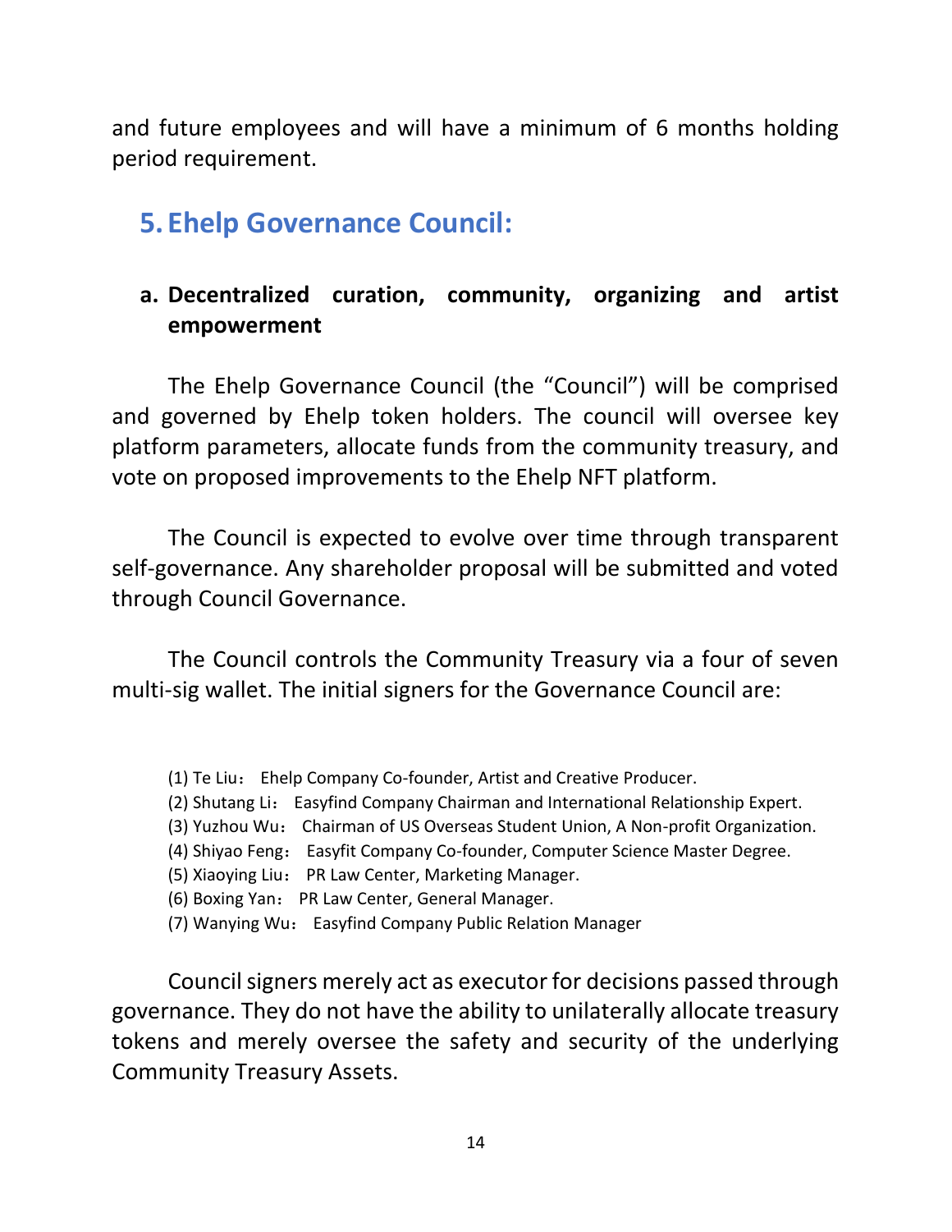and future employees and will have a minimum of 6 months holding period requirement.

## 5. Ehelp Governance Council:

### a. Decentralized curation, community, organizing and artist empowerment

The Ehelp Governance Council (the “Council”) will be comprised and governed by Ehelp token holders. The council will oversee key platform parameters, allocate funds from the community treasury, and vote on proposed improvements to the Ehelp NFT platform.

The Council is expected to evolve over time through transparent self-governance. Any shareholder proposal will be submitted and voted through Council Governance.

The Council controls the Community Treasury via a four of seven multi-sig wallet. The initial signers for the Governance Council are:

(1) Te Liu： Ehelp Company Co-founder, Artist and Creative Producer.
(2) Shutang Li： Easyfind Company Chairman and International Relationship Expert.
(3) Yuzhou Wu： Chairman of US Overseas Student Union, A Non-profit Organization.
(4) Shiyao Feng： Easyfit Company Co-founder, Computer Science Master Degree.
(5) Xiaoying Liu： PR Law Center, Marketing Manager.
(6) Boxing Yan： PR Law Center, General Manager.
(7) Wanying Wu： Easyfind Company Public Relation Manager

Council signers merely act as executor for decisions passed through governance. They do not have the ability to unilaterally allocate treasury tokens and merely oversee the safety and security of the underlying Community Treasury Assets.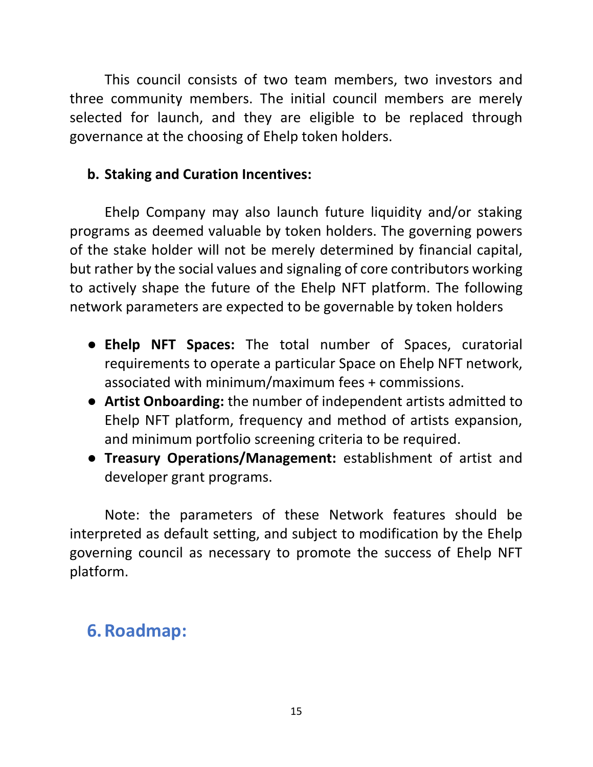This council consists of two team members, two investors and three community members. The initial council members are merely selected for launch, and they are eligible to be replaced through governance at the choosing of Ehelp token holders.

### b. Staking and Curation Incentives:

Ehelp Company may also launch future liquidity and/or staking programs as deemed valuable by token holders. The governing powers of the stake holder will not be merely determined by financial capital, but rather by the social values and signaling of core contributors working to actively shape the future of the Ehelp NFT platform. The following network parameters are expected to be governable by token holders

- **Ehelp NFT Spaces:** The total number of Spaces, curatorial requirements to operate a particular Space on Ehelp NFT network, associated with minimum/maximum fees + commissions.
- **Artist Onboarding:** the number of independent artists admitted to Ehelp NFT platform, frequency and method of artists expansion, and minimum portfolio screening criteria to be required.
- **Treasury Operations/Management:** establishment of artist and developer grant programs.

Note: the parameters of these Network features should be interpreted as default setting, and subject to modification by the Ehelp governing council as necessary to promote the success of Ehelp NFT platform.

## 6. Roadmap: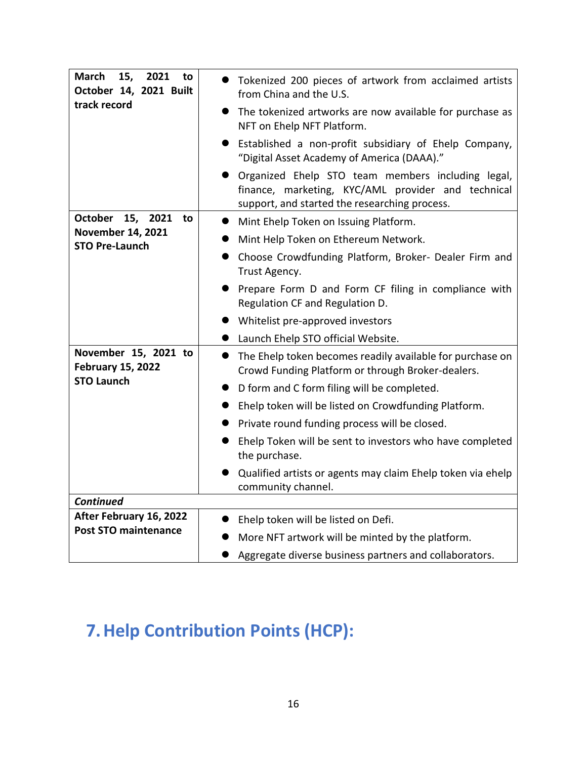| **March 15, 2021 to October 14, 2021 Built track record** | <ul><li>Tokenized 200 pieces of artwork from acclaimed artists from China and the U.S.</li><li>The tokenized artworks are now available for purchase as NFT on Ehelp NFT Platform.</li><li>Established a non-profit subsidiary of Ehelp Company, "Digital Asset Academy of America (DAAA)."</li><li>Organized Ehelp STO team members including legal, finance, marketing, KYC/AML provider and technical support, and started the researching process.</li></ul> |
|---|---|
| **October 15, 2021 to November 14, 2021 STO Pre-Launch** | <ul><li>Mint Ehelp Token on Issuing Platform.</li><li>Mint Help Token on Ethereum Network.</li><li>Choose Crowdfunding Platform, Broker- Dealer Firm and Trust Agency.</li><li>Prepare Form D and Form CF filing in compliance with Regulation CF and Regulation D.</li><li>Whitelist pre-approved investors</li><li>Launch Ehelp STO official Website.</li></ul> |
| **November 15, 2021 to February 15, 2022 STO Launch** | <ul><li>The Ehelp token becomes readily available for purchase on Crowd Funding Platform or through Broker-dealers.</li><li>D form and C form filing will be completed.</li><li>Ehelp token will be listed on Crowdfunding Platform.</li><li>Private round funding process will be closed.</li><li>Ehelp Token will be sent to investors who have completed the purchase.</li><li>Qualified artists or agents may claim Ehelp token via ehelp community channel.</li></ul> |
| ***Continued*** | |
| **After February 16, 2022 Post STO maintenance** | <ul><li>Ehelp token will be listed on Defi.</li><li>More NFT artwork will be minted by the platform.</li><li>Aggregate diverse business partners and collaborators.</li></ul> |

# 7. Help Contribution Points (HCP):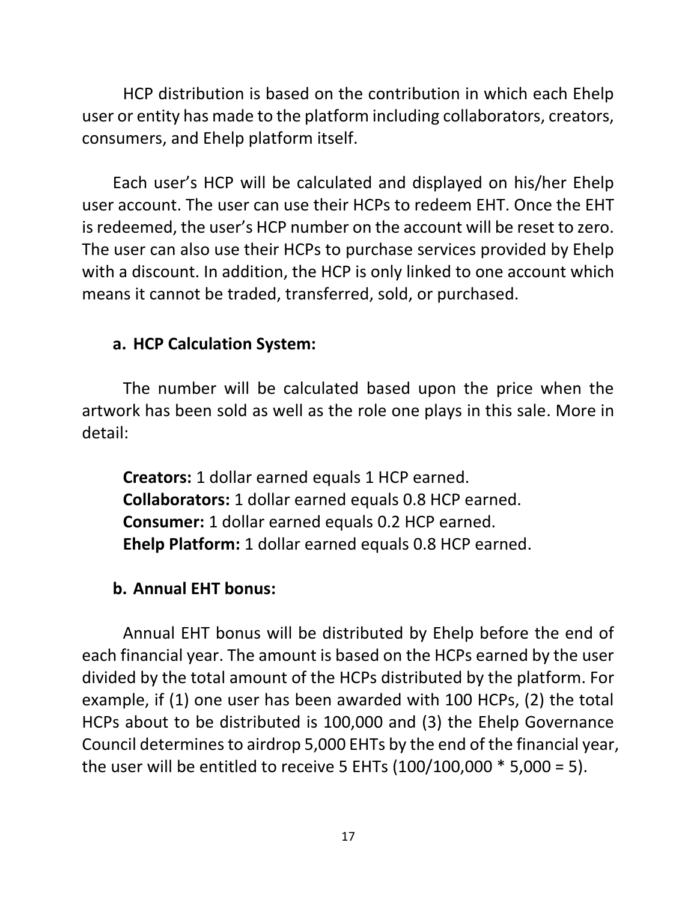HCP distribution is based on the contribution in which each Ehelp user or entity has made to the platform including collaborators, creators, consumers, and Ehelp platform itself.

Each user's HCP will be calculated and displayed on his/her Ehelp user account. The user can use their HCPs to redeem EHT. Once the EHT is redeemed, the user's HCP number on the account will be reset to zero. The user can also use their HCPs to purchase services provided by Ehelp with a discount. In addition, the HCP is only linked to one account which means it cannot be traded, transferred, sold, or purchased.

### a. HCP Calculation System:

The number will be calculated based upon the price when the artwork has been sold as well as the role one plays in this sale. More in detail:

**Creators:** 1 dollar earned equals 1 HCP earned.
**Collaborators:** 1 dollar earned equals 0.8 HCP earned.
**Consumer:** 1 dollar earned equals 0.2 HCP earned.
**Ehelp Platform:** 1 dollar earned equals 0.8 HCP earned.

### b. Annual EHT bonus:

Annual EHT bonus will be distributed by Ehelp before the end of each financial year. The amount is based on the HCPs earned by the user divided by the total amount of the HCPs distributed by the platform. For example, if (1) one user has been awarded with 100 HCPs, (2) the total HCPs about to be distributed is 100,000 and (3) the Ehelp Governance Council determines to airdrop 5,000 EHTs by the end of the financial year, the user will be entitled to receive 5 EHTs (100/100,000 * 5,000 = 5).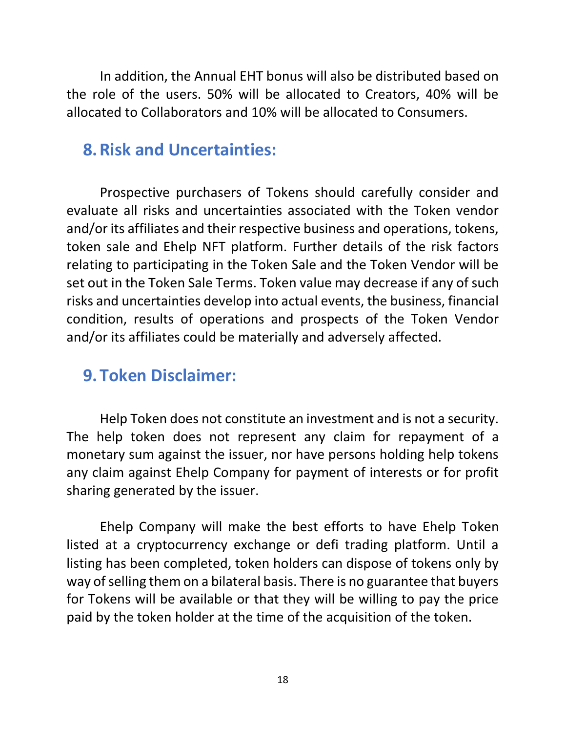In addition, the Annual EHT bonus will also be distributed based on the role of the users. 50% will be allocated to Creators, 40% will be allocated to Collaborators and 10% will be allocated to Consumers.

## 8. Risk and Uncertainties:

Prospective purchasers of Tokens should carefully consider and evaluate all risks and uncertainties associated with the Token vendor and/or its affiliates and their respective business and operations, tokens, token sale and Ehelp NFT platform. Further details of the risk factors relating to participating in the Token Sale and the Token Vendor will be set out in the Token Sale Terms. Token value may decrease if any of such risks and uncertainties develop into actual events, the business, financial condition, results of operations and prospects of the Token Vendor and/or its affiliates could be materially and adversely affected.

## 9. Token Disclaimer:

Help Token does not constitute an investment and is not a security. The help token does not represent any claim for repayment of a monetary sum against the issuer, nor have persons holding help tokens any claim against Ehelp Company for payment of interests or for profit sharing generated by the issuer.

Ehelp Company will make the best efforts to have Ehelp Token listed at a cryptocurrency exchange or defi trading platform. Until a listing has been completed, token holders can dispose of tokens only by way of selling them on a bilateral basis. There is no guarantee that buyers for Tokens will be available or that they will be willing to pay the price paid by the token holder at the time of the acquisition of the token.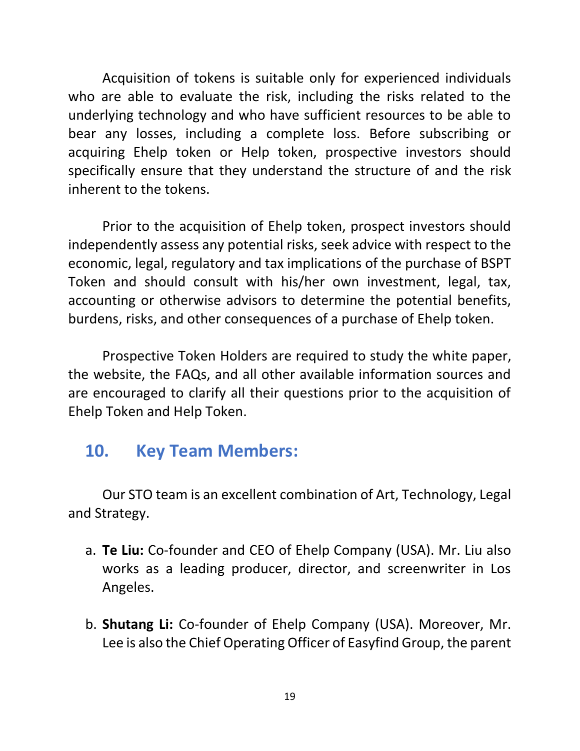Acquisition of tokens is suitable only for experienced individuals who are able to evaluate the risk, including the risks related to the underlying technology and who have sufficient resources to be able to bear any losses, including a complete loss. Before subscribing or acquiring Ehelp token or Help token, prospective investors should specifically ensure that they understand the structure of and the risk inherent to the tokens.

Prior to the acquisition of Ehelp token, prospect investors should independently assess any potential risks, seek advice with respect to the economic, legal, regulatory and tax implications of the purchase of BSPT Token and should consult with his/her own investment, legal, tax, accounting or otherwise advisors to determine the potential benefits, burdens, risks, and other consequences of a purchase of Ehelp token.

Prospective Token Holders are required to study the white paper, the website, the FAQs, and all other available information sources and are encouraged to clarify all their questions prior to the acquisition of Ehelp Token and Help Token.

## 10. Key Team Members:

Our STO team is an excellent combination of Art, Technology, Legal and Strategy.

a. **Te Liu:** Co-founder and CEO of Ehelp Company (USA). Mr. Liu also works as a leading producer, director, and screenwriter in Los Angeles.

b. **Shutang Li:** Co-founder of Ehelp Company (USA). Moreover, Mr. Lee is also the Chief Operating Officer of Easyfind Group, the parent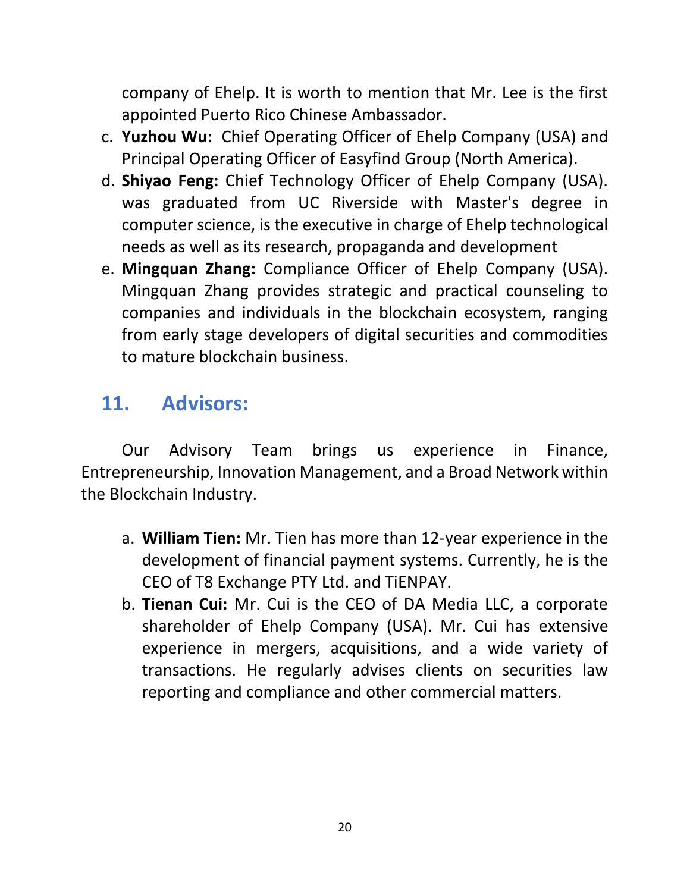company of Ehelp. It is worth to mention that Mr. Lee is the first appointed Puerto Rico Chinese Ambassador.

c. **Yuzhou Wu:** Chief Operating Officer of Ehelp Company (USA) and Principal Operating Officer of Easyfind Group (North America).
d. **Shiyao Feng:** Chief Technology Officer of Ehelp Company (USA). was graduated from UC Riverside with Master's degree in computer science, is the executive in charge of Ehelp technological needs as well as its research, propaganda and development
e. **Mingquan Zhang:** Compliance Officer of Ehelp Company (USA). Mingquan Zhang provides strategic and practical counseling to companies and individuals in the blockchain ecosystem, ranging from early stage developers of digital securities and commodities to mature blockchain business.

## 11. Advisors:

Our Advisory Team brings us experience in Finance, Entrepreneurship, Innovation Management, and a Broad Network within the Blockchain Industry.

a. **William Tien:** Mr. Tien has more than 12-year experience in the development of financial payment systems. Currently, he is the CEO of T8 Exchange PTY Ltd. and TiENPAY.
b. **Tienan Cui:** Mr. Cui is the CEO of DA Media LLC, a corporate shareholder of Ehelp Company (USA). Mr. Cui has extensive experience in mergers, acquisitions, and a wide variety of transactions. He regularly advises clients on securities law reporting and compliance and other commercial matters.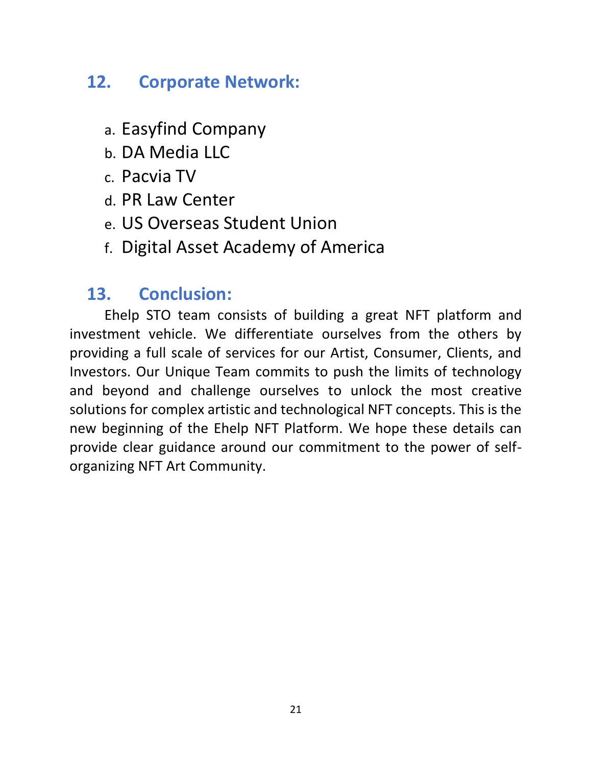## 12. Corporate Network:

a. Easyfind Company
b. DA Media LLC
c. Pacvia TV
d. PR Law Center
e. US Overseas Student Union
f. Digital Asset Academy of America

## 13. Conclusion:

Ehelp STO team consists of building a great NFT platform and investment vehicle. We differentiate ourselves from the others by providing a full scale of services for our Artist, Consumer, Clients, and Investors. Our Unique Team commits to push the limits of technology and beyond and challenge ourselves to unlock the most creative solutions for complex artistic and technological NFT concepts. This is the new beginning of the Ehelp NFT Platform. We hope these details can provide clear guidance around our commitment to the power of self-organizing NFT Art Community.